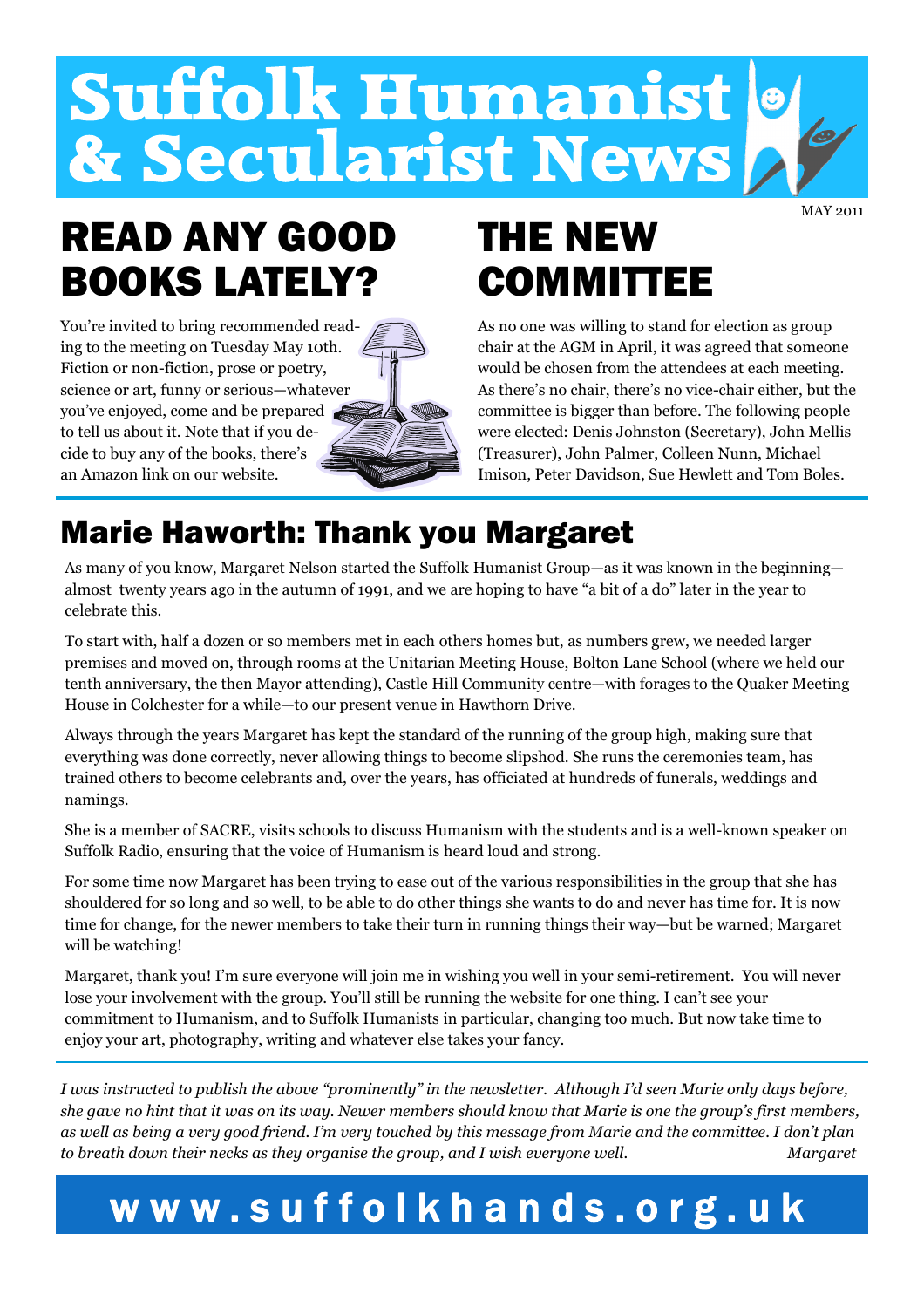# Suffolk Humanist & Secularist News

MAY 2011

## READ ANY GOOD BOOKS LATELY?

You're invited to bring recommended reading to the meeting on Tuesday May 10th. Fiction or non-fiction, prose or poetry, science or art, funny or serious—whatever you've enjoyed, come and be prepared to tell us about it. Note that if you decide to buy any of the books, there's an Amazon link on our website.

## THE NEW COMMITTEE

As no one was willing to stand for election as group chair at the AGM in April, it was agreed that someone would be chosen from the attendees at each meeting. As there's no chair, there's no vice-chair either, but the committee is bigger than before. The following people were elected: Denis Johnston (Secretary), John Mellis (Treasurer), John Palmer, Colleen Nunn, Michael Imison, Peter Davidson, Sue Hewlett and Tom Boles.

## Marie Haworth: Thank you Margaret

As many of you know, Margaret Nelson started the Suffolk Humanist Group—as it was known in the beginning—almost twenty years ago in the autumn of 1991, and we are hoping to have "a bit of a do" later in the year to celebrate this.

To start with, half a dozen or so members met in each others homes but, as numbers grew, we needed larger premises and moved on, through rooms at the Unitarian Meeting House, Bolton Lane School (where we held our tenth anniversary, the then Mayor attending), Castle Hill Community centre—with forages to the Quaker Meeting House in Colchester for a while—to our present venue in Hawthorn Drive.

Always through the years Margaret has kept the standard of the running of the group high, making sure that everything was done correctly, never allowing things to become slipshod. She runs the ceremonies team, has trained others to become celebrants and, over the years, has officiated at hundreds of funerals, weddings and namings.

She is a member of SACRE, visits schools to discuss Humanism with the students and is a well-known speaker on Suffolk Radio, ensuring that the voice of Humanism is heard loud and strong.

For some time now Margaret has been trying to ease out of the various responsibilities in the group that she has shouldered for so long and so well, to be able to do other things she wants to do and never has time for. It is now time for change, for the newer members to take their turn in running things their way—but be warned; Margaret will be watching!

Margaret, thank you! I'm sure everyone will join me in wishing you well in your semi-retirement. You will never lose your involvement with the group. You'll still be running the website for one thing. I can't see your commitment to Humanism, and to Suffolk Humanists in particular, changing too much. But now take time to enjoy your art, photography, writing and whatever else takes your fancy.

*I was instructed to publish the above "prominently" in the newsletter. Although I'd seen Marie only days before, she gave no hint that it was on its way. Newer members should know that Marie is one the group's first members, as well as being a very good friend. I'm very touched by this message from Marie and the committee. I don't plan to breath down their necks as they organise the group, and I wish everyone well.* *Margaret*

**www.suffolkhands.org.uk**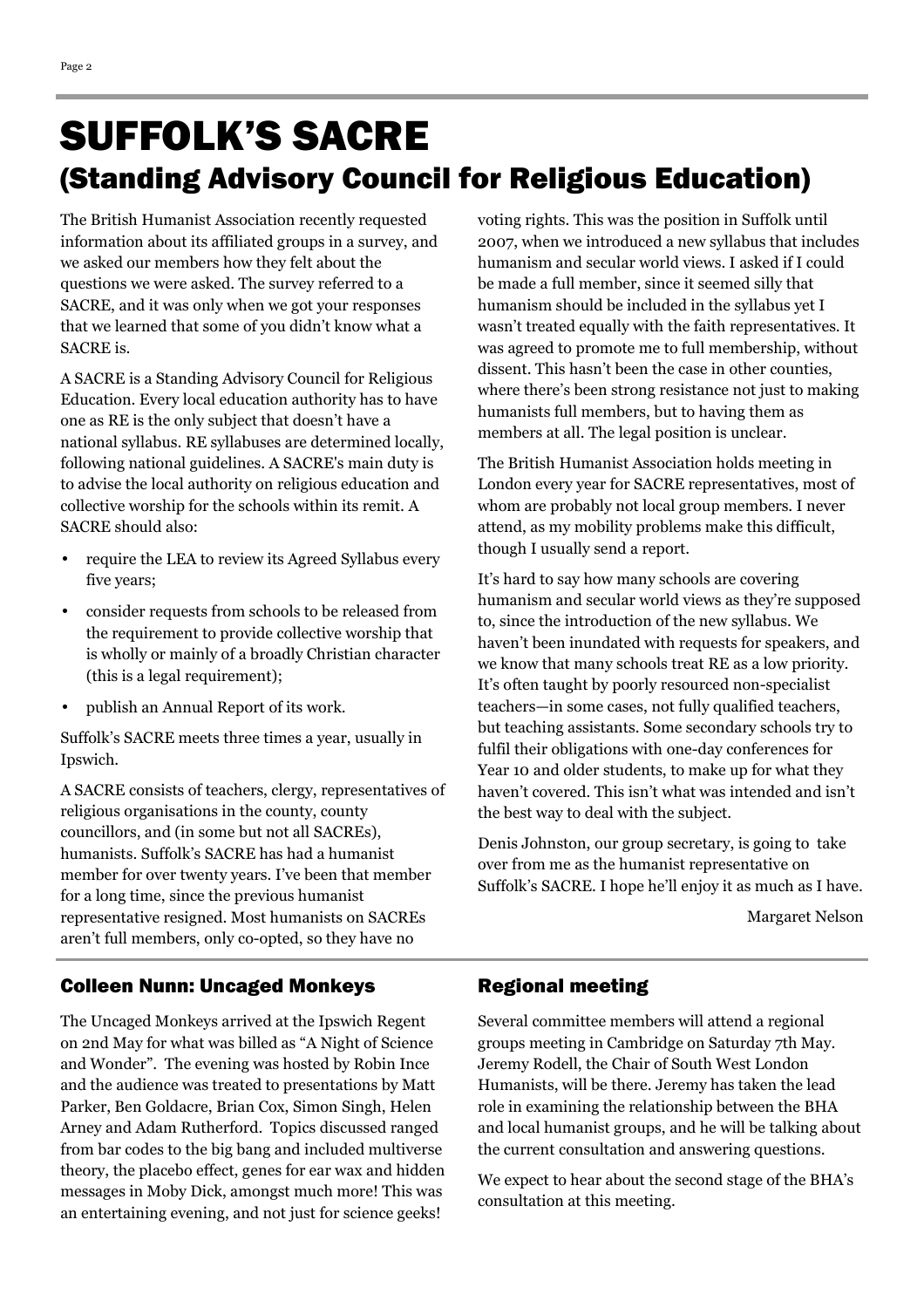# SUFFOLK'S SACRE

## (Standing Advisory Council for Religious Education)

The British Humanist Association recently requested information about its affiliated groups in a survey, and we asked our members how they felt about the questions we were asked. The survey referred to a SACRE, and it was only when we got your responses that we learned that some of you didn't know what a SACRE is.

A SACRE is a Standing Advisory Council for Religious Education. Every local education authority has to have one as RE is the only subject that doesn't have a national syllabus. RE syllabuses are determined locally, following national guidelines. A SACRE's main duty is to advise the local authority on religious education and collective worship for the schools within its remit. A SACRE should also:

- require the LEA to review its Agreed Syllabus every five years;
- consider requests from schools to be released from the requirement to provide collective worship that is wholly or mainly of a broadly Christian character (this is a legal requirement);
- publish an Annual Report of its work.

Suffolk's SACRE meets three times a year, usually in Ipswich.

A SACRE consists of teachers, clergy, representatives of religious organisations in the county, county councillors, and (in some but not all SACREs), humanists. Suffolk's SACRE has had a humanist member for over twenty years. I've been that member for a long time, since the previous humanist representative resigned. Most humanists on SACREs aren't full members, only co-opted, so they have no voting rights. This was the position in Suffolk until 2007, when we introduced a new syllabus that includes humanism and secular world views. I asked if I could be made a full member, since it seemed silly that humanism should be included in the syllabus yet I wasn't treated equally with the faith representatives. It was agreed to promote me to full membership, without dissent. This hasn't been the case in other counties, where there's been strong resistance not just to making humanists full members, but to having them as members at all. The legal position is unclear.

The British Humanist Association holds meeting in London every year for SACRE representatives, most of whom are probably not local group members. I never attend, as my mobility problems make this difficult, though I usually send a report.

It's hard to say how many schools are covering humanism and secular world views as they're supposed to, since the introduction of the new syllabus. We haven't been inundated with requests for speakers, and we know that many schools treat RE as a low priority. It's often taught by poorly resourced non-specialist teachers—in some cases, not fully qualified teachers, but teaching assistants. Some secondary schools try to fulfil their obligations with one-day conferences for Year 10 and older students, to make up for what they haven't covered. This isn't what was intended and isn't the best way to deal with the subject.

Denis Johnston, our group secretary, is going to take over from me as the humanist representative on Suffolk's SACRE. I hope he'll enjoy it as much as I have.

Margaret Nelson

### Colleen Nunn: Uncaged Monkeys

The Uncaged Monkeys arrived at the Ipswich Regent on 2nd May for what was billed as "A Night of Science and Wonder". The evening was hosted by Robin Ince and the audience was treated to presentations by Matt Parker, Ben Goldacre, Brian Cox, Simon Singh, Helen Arney and Adam Rutherford. Topics discussed ranged from bar codes to the big bang and included multiverse theory, the placebo effect, genes for ear wax and hidden messages in Moby Dick, amongst much more! This was an entertaining evening, and not just for science geeks!

### Regional meeting

Several committee members will attend a regional groups meeting in Cambridge on Saturday 7th May. Jeremy Rodell, the Chair of South West London Humanists, will be there. Jeremy has taken the lead role in examining the relationship between the BHA and local humanist groups, and he will be talking about the current consultation and answering questions.

We expect to hear about the second stage of the BHA's consultation at this meeting.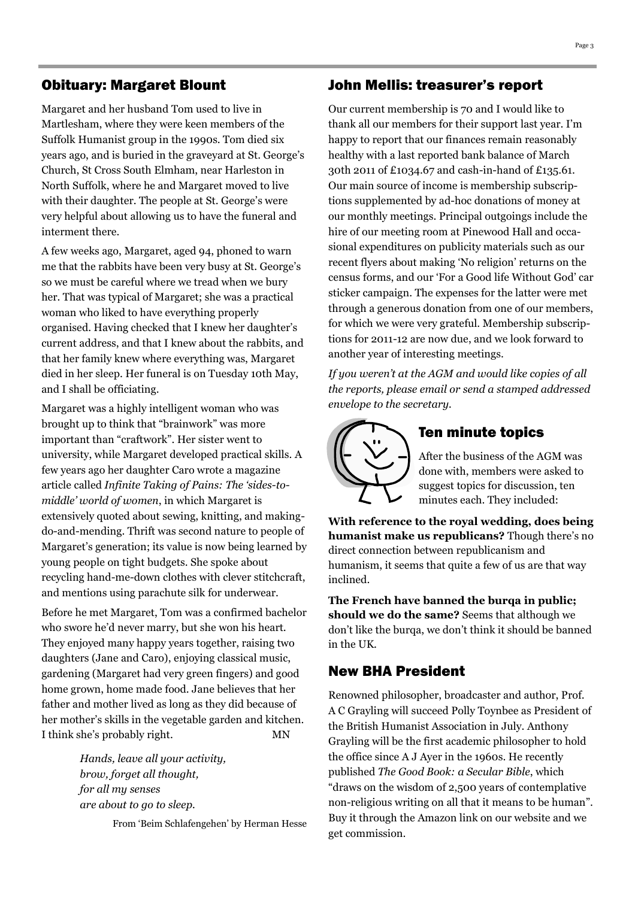## Obituary: Margaret Blount

Margaret and her husband Tom used to live in Martlesham, where they were keen members of the Suffolk Humanist group in the 1990s. Tom died six years ago, and is buried in the graveyard at St. George's Church, St Cross South Elmham, near Harleston in North Suffolk, where he and Margaret moved to live with their daughter. The people at St. George's were very helpful about allowing us to have the funeral and interment there.

A few weeks ago, Margaret, aged 94, phoned to warn me that the rabbits have been very busy at St. George's so we must be careful where we tread when we bury her. That was typical of Margaret; she was a practical woman who liked to have everything properly organised. Having checked that I knew her daughter's current address, and that I knew about the rabbits, and that her family knew where everything was, Margaret died in her sleep. Her funeral is on Tuesday 10th May, and I shall be officiating.

Margaret was a highly intelligent woman who was brought up to think that "brainwork" was more important than "craftwork". Her sister went to university, while Margaret developed practical skills. A few years ago her daughter Caro wrote a magazine article called *Infinite Taking of Pains: The 'sides-to-middle' world of women*, in which Margaret is extensively quoted about sewing, knitting, and making-do-and-mending. Thrift was second nature to people of Margaret's generation; its value is now being learned by young people on tight budgets. She spoke about recycling hand-me-down clothes with clever stitchcraft, and mentions using parachute silk for underwear.

Before he met Margaret, Tom was a confirmed bachelor who swore he'd never marry, but she won his heart. They enjoyed many happy years together, raising two daughters (Jane and Caro), enjoying classical music, gardening (Margaret had very green fingers) and good home grown, home made food. Jane believes that her father and mother lived as long as they did because of her mother's skills in the vegetable garden and kitchen. I think she's probably right. MN

> *Hands, leave all your activity,*
> *brow, forget all thought,*
> *for all my senses*
> *are about to go to sleep.*
>
> From 'Beim Schlafengehen' by Herman Hesse

## John Mellis: treasurer's report

Our current membership is 70 and I would like to thank all our members for their support last year. I'm happy to report that our finances remain reasonably healthy with a last reported bank balance of March 30th 2011 of £1034.67 and cash-in-hand of £135.61. Our main source of income is membership subscriptions supplemented by ad-hoc donations of money at our monthly meetings. Principal outgoings include the hire of our meeting room at Pinewood Hall and occasional expenditures on publicity materials such as our recent flyers about making 'No religion' returns on the census forms, and our 'For a Good life Without God' car sticker campaign. The expenses for the latter were met through a generous donation from one of our members, for which we were very grateful. Membership subscriptions for 2011-12 are now due, and we look forward to another year of interesting meetings.

*If you weren't at the AGM and would like copies of all the reports, please email or send a stamped addressed envelope to the secretary.*

## Ten minute topics

After the business of the AGM was done with, members were asked to suggest topics for discussion, ten minutes each. They included:

**With reference to the royal wedding, does being humanist make us republicans?** Though there's no direct connection between republicanism and humanism, it seems that quite a few of us are that way inclined.

**The French have banned the burqa in public; should we do the same?** Seems that although we don't like the burqa, we don't think it should be banned in the UK.

## New BHA President

Renowned philosopher, broadcaster and author, Prof. A C Grayling will succeed Polly Toynbee as President of the British Humanist Association in July. Anthony Grayling will be the first academic philosopher to hold the office since A J Ayer in the 1960s. He recently published *The Good Book: a Secular Bible*, which "draws on the wisdom of 2,500 years of contemplative non-religious writing on all that it means to be human". Buy it through the Amazon link on our website and we get commission.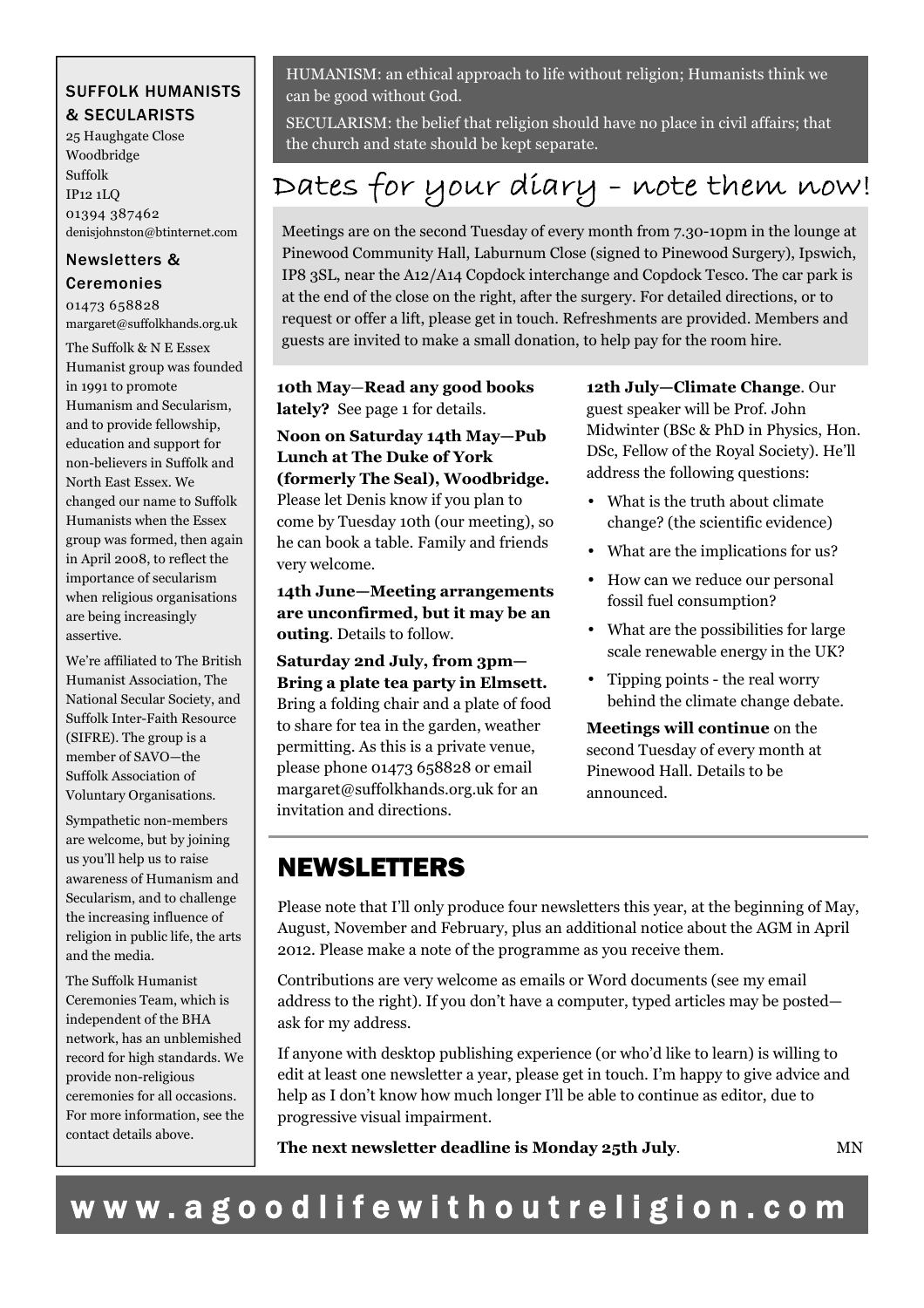**SUFFOLK HUMANISTS & SECULARISTS**

25 Haughgate Close
Woodbridge
Suffolk
IP12 1LQ
01394 387462
denisjohnston@btinternet.com

**Newsletters & Ceremonies**

01473 658828
margaret@suffolkhands.org.uk

The Suffolk & N E Essex Humanist group was founded in 1991 to promote Humanism and Secularism, and to provide fellowship, education and support for non-believers in Suffolk and North East Essex. We changed our name to Suffolk Humanists when the Essex group was formed, then again in April 2008, to reflect the importance of secularism when religious organisations are being increasingly assertive.

We're affiliated to The British Humanist Association, The National Secular Society, and Suffolk Inter-Faith Resource (SIFRE). The group is a member of SAVO—the Suffolk Association of Voluntary Organisations.

Sympathetic non-members are welcome, but by joining us you'll help us to raise awareness of Humanism and Secularism, and to challenge the increasing influence of religion in public life, the arts and the media.

The Suffolk Humanist Ceremonies Team, which is independent of the BHA network, has an unblemished record for high standards. We provide non-religious ceremonies for all occasions. For more information, see the contact details above.

HUMANISM: an ethical approach to life without religion; Humanists think we can be good without God.

SECULARISM: the belief that religion should have no place in civil affairs; that the church and state should be kept separate.

# Dates for your diary - note them now!

Meetings are on the second Tuesday of every month from 7.30-10pm in the lounge at Pinewood Community Hall, Laburnum Close (signed to Pinewood Surgery), Ipswich, IP8 3SL, near the A12/A14 Copdock interchange and Copdock Tesco. The car park is at the end of the close on the right, after the surgery. For detailed directions, or to request or offer a lift, please get in touch. Refreshments are provided. Members and guests are invited to make a small donation, to help pay for the room hire.

**10th May—Read any good books lately?** See page 1 for details.

**Noon on Saturday 14th May—Pub Lunch at The Duke of York (formerly The Seal), Woodbridge.** Please let Denis know if you plan to come by Tuesday 10th (our meeting), so he can book a table. Family and friends very welcome.

**14th June—Meeting arrangements are unconfirmed, but it may be an outing**. Details to follow.

**Saturday 2nd July, from 3pm—Bring a plate tea party in Elmsett.** Bring a folding chair and a plate of food to share for tea in the garden, weather permitting. As this is a private venue, please phone 01473 658828 or email margaret@suffolkhands.org.uk for an invitation and directions.

**12th July—Climate Change**. Our guest speaker will be Prof. John Midwinter (BSc & PhD in Physics, Hon. DSc, Fellow of the Royal Society). He'll address the following questions:

- What is the truth about climate change? (the scientific evidence)
- What are the implications for us?
- How can we reduce our personal fossil fuel consumption?
- What are the possibilities for large scale renewable energy in the UK?
- Tipping points - the real worry behind the climate change debate.

**Meetings will continue** on the second Tuesday of every month at Pinewood Hall. Details to be announced.

## NEWSLETTERS

Please note that I'll only produce four newsletters this year, at the beginning of May, August, November and February, plus an additional notice about the AGM in April 2012. Please make a note of the programme as you receive them.

Contributions are very welcome as emails or Word documents (see my email address to the right). If you don't have a computer, typed articles may be posted—ask for my address.

If anyone with desktop publishing experience (or who'd like to learn) is willing to edit at least one newsletter a year, please get in touch. I'm happy to give advice and help as I don't know how much longer I'll be able to continue as editor, due to progressive visual impairment.

**The next newsletter deadline is Monday 25th July**. MN

www.agoodlifewithoutreligion.com